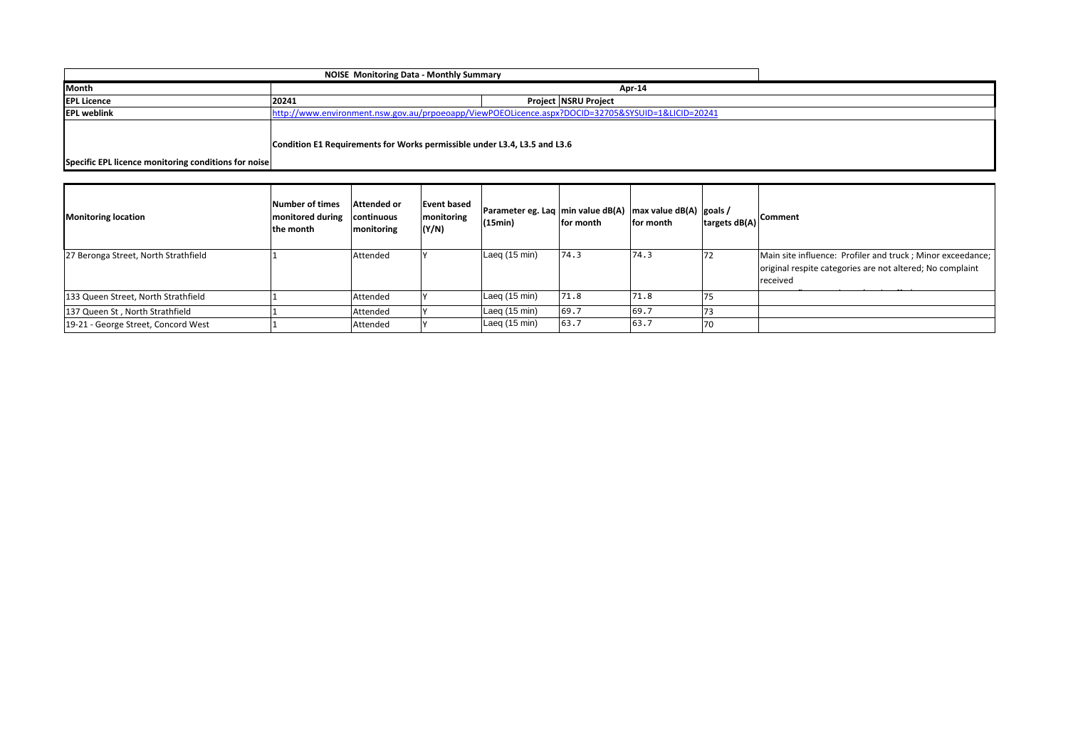| NOISE Monitoring Data - Monthly Summary | | | |
|---|---|---|---|
| **Month** | Apr-14 | | |
| **EPL Licence** | 20241 | **Project** | NSRU Project |
| **EPL weblink** | http://www.environment.nsw.gov.au/prpoeoapp/ViewPOEOLicence.aspx?DOCID=32705&SYSUID=1&LICID=20241 | | |
| **Specific EPL licence monitoring conditions for noise** | Condition E1 Requirements for Works permissible under L3.4, L3.5 and L3.6 | | |

| Monitoring location | Number of times monitored during the month | Attended or continuous monitoring | Event based monitoring (Y/N) | Parameter eg. Laq (15min) | min value dB(A) for month | max value dB(A) for month | goals / targets dB(A) | Comment |
|---|---|---|---|---|---|---|---|---|
| 27 Beronga Street, North Strathfield | 1 | Attended | Y | Laeq (15 min) | 74.3 | 74.3 | 72 | Main site influence: Profiler and truck ; Minor exceedance; original respite categories are not altered; No complaint received |
| 133 Queen Street, North Strathfield | 1 | Attended | Y | Laeq (15 min) | 71.8 | 71.8 | 75 | |
| 137 Queen St , North Strathfield | 1 | Attended | Y | Laeq (15 min) | 69.7 | 69.7 | 73 | |
| 19-21 - George Street, Concord West | 1 | Attended | Y | Laeq (15 min) | 63.7 | 63.7 | 70 | |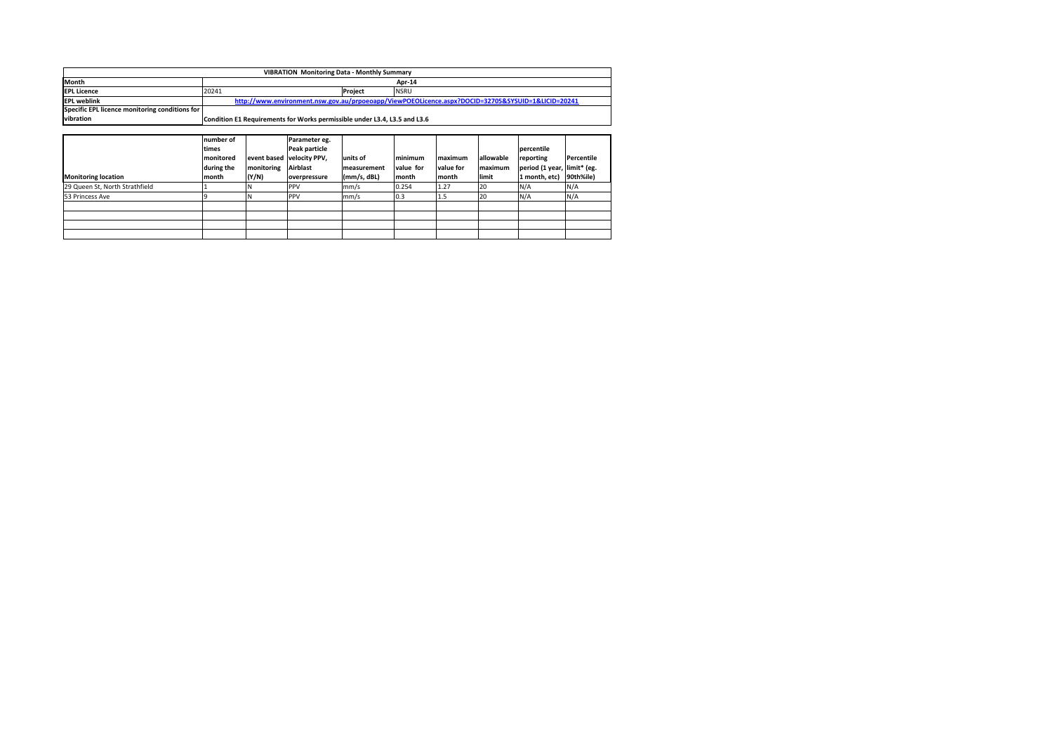| VIBRATION Monitoring Data - Monthly Summary | | | |
|---|---|---|---|
| **Month** | Apr-14 | | |
| **EPL Licence** | 20241 | **Project** | NSRU |
| **EPL weblink** | http://www.environment.nsw.gov.au/prpoeoapp/ViewPOEOLicence.aspx?DOCID=32705&SYSUID=1&LICID=20241 | | |
| **Specific EPL licence monitoring conditions for vibration** | **Condition E1 Requirements for Works permissible under L3.4, L3.5 and L3.6** | | |

| Monitoring location | number of times monitored during the month | event based monitoring (Y/N) | Parameter eg. Peak particle velocity PPV, Airblast overpressure | units of measurement (mm/s, dBL) | minimum value for month | maximum value for month | allowable maximum limit | percentile reporting period (1 year, 1 month, etc) | Percentile limit* (eg. 90th%ile) |
|---|---|---|---|---|---|---|---|---|---|
| 29 Queen St, North Strathfield | 1 | N | PPV | mm/s | 0.254 | 1.27 | 20 | N/A | N/A |
| 53 Princess Ave | 9 | N | PPV | mm/s | 0.3 | 1.5 | 20 | N/A | N/A |
| | | | | | | | | | |
| | | | | | | | | | |
| | | | | | | | | | |
| | | | | | | | | | |